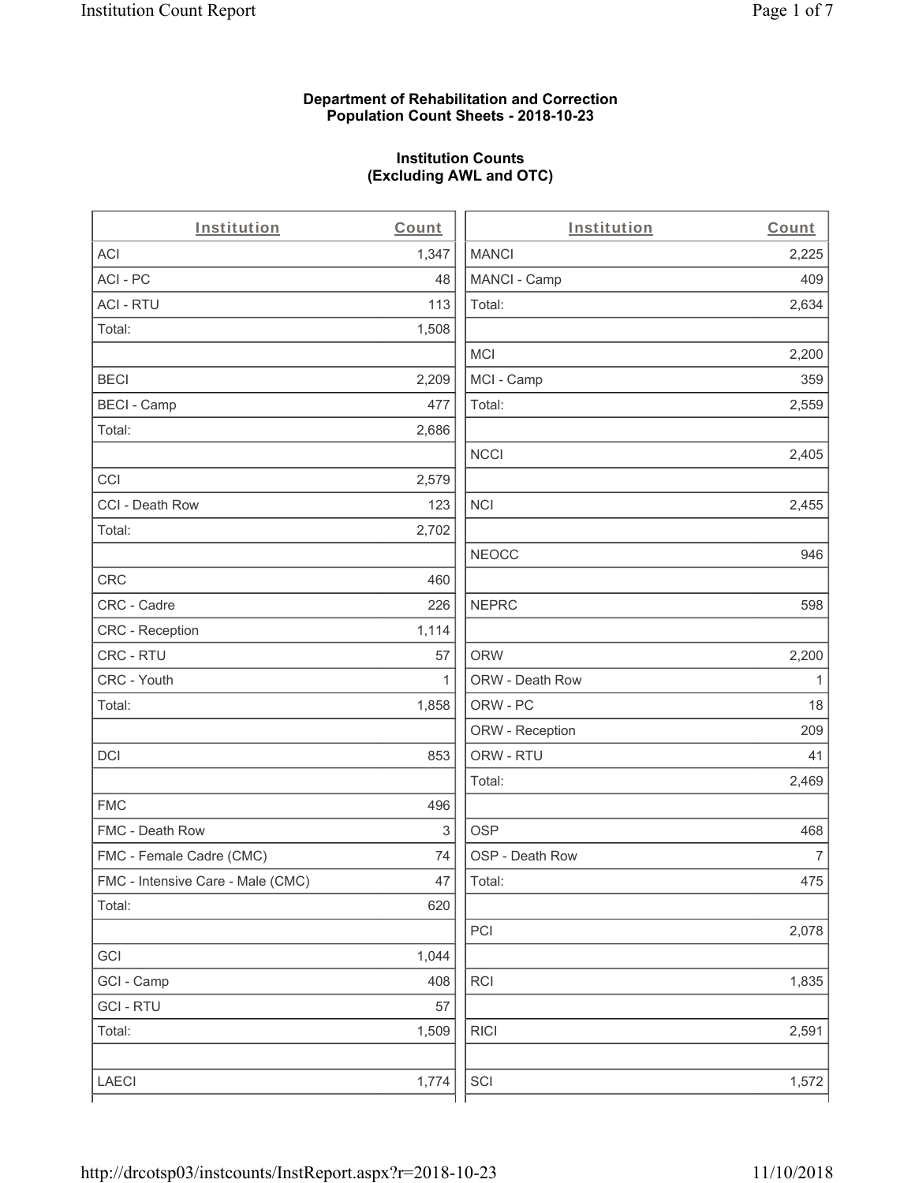**Department of Rehabilitation and Correction**
**Population Count Sheets - 2018-10-23**

**Institution Counts**
**(Excluding AWL and OTC)**

| Institution | Count |
|---|---|
| ACI | 1,347 |
| ACI - PC | 48 |
| ACI - RTU | 113 |
| Total: | 1,508 |
| | |
| BECI | 2,209 |
| BECI - Camp | 477 |
| Total: | 2,686 |
| | |
| CCI | 2,579 |
| CCI - Death Row | 123 |
| Total: | 2,702 |
| | |
| CRC | 460 |
| CRC - Cadre | 226 |
| CRC - Reception | 1,114 |
| CRC - RTU | 57 |
| CRC - Youth | 1 |
| Total: | 1,858 |
| | |
| DCI | 853 |
| | |
| FMC | 496 |
| FMC - Death Row | 3 |
| FMC - Female Cadre (CMC) | 74 |
| FMC - Intensive Care - Male (CMC) | 47 |
| Total: | 620 |
| | |
| GCI | 1,044 |
| GCI - Camp | 408 |
| GCI - RTU | 57 |
| Total: | 1,509 |
| | |
| LAECI | 1,774 |

| Institution | Count |
|---|---|
| MANCI | 2,225 |
| MANCI - Camp | 409 |
| Total: | 2,634 |
| | |
| MCI | 2,200 |
| MCI - Camp | 359 |
| Total: | 2,559 |
| | |
| NCCI | 2,405 |
| | |
| NCI | 2,455 |
| | |
| NEOCC | 946 |
| | |
| NEPRC | 598 |
| | |
| ORW | 2,200 |
| ORW - Death Row | 1 |
| ORW - PC | 18 |
| ORW - Reception | 209 |
| ORW - RTU | 41 |
| Total: | 2,469 |
| | |
| OSP | 468 |
| OSP - Death Row | 7 |
| Total: | 475 |
| | |
| PCI | 2,078 |
| | |
| RCI | 1,835 |
| | |
| RICI | 2,591 |
| | |
| SCI | 1,572 |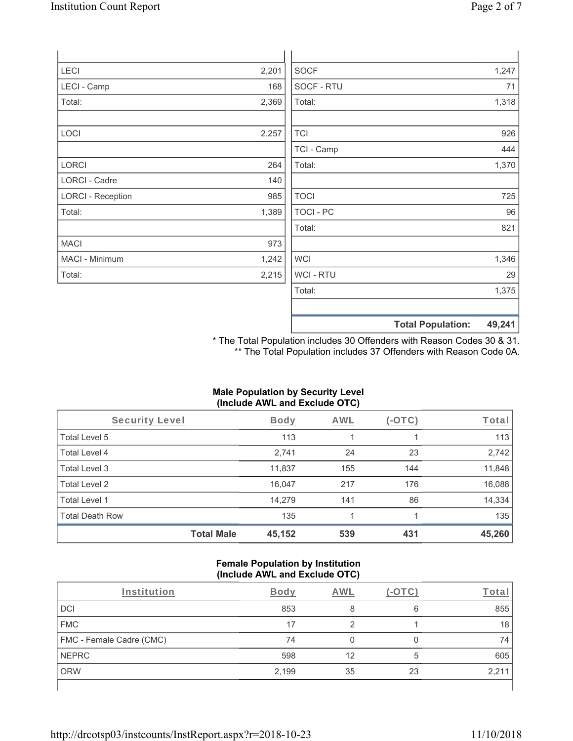| | |
|---|---|
| LECI | 2,201 |
| LECI - Camp | 168 |
| Total: | 2,369 |
| | |
| LOCI | 2,257 |
| | |
| LORCI | 264 |
| LORCI - Cadre | 140 |
| LORCI - Reception | 985 |
| Total: | 1,389 |
| | |
| MACI | 973 |
| MACI - Minimum | 1,242 |
| Total: | 2,215 |

| | |
|---|---|
| SOCF | 1,247 |
| SOCF - RTU | 71 |
| Total: | 1,318 |
| | |
| TCI | 926 |
| TCI - Camp | 444 |
| Total: | 1,370 |
| | |
| TOCI | 725 |
| TOCI - PC | 96 |
| Total: | 821 |
| | |
| WCI | 1,346 |
| WCI - RTU | 29 |
| Total: | 1,375 |
| | |
| **Total Population:** | **49,241** |

\* The Total Population includes 30 Offenders with Reason Codes 30 & 31.
\*\* The Total Population includes 37 Offenders with Reason Code 0A.

**Male Population by Security Level (Include AWL and Exclude OTC)**

| Security Level | Body | AWL | (-OTC) | Total |
|---|---|---|---|---|
| Total Level 5 | 113 | 1 | 1 | 113 |
| Total Level 4 | 2,741 | 24 | 23 | 2,742 |
| Total Level 3 | 11,837 | 155 | 144 | 11,848 |
| Total Level 2 | 16,047 | 217 | 176 | 16,088 |
| Total Level 1 | 14,279 | 141 | 86 | 14,334 |
| Total Death Row | 135 | 1 | 1 | 135 |
| **Total Male** | **45,152** | **539** | **431** | **45,260** |

**Female Population by Institution (Include AWL and Exclude OTC)**

| Institution | Body | AWL | (-OTC) | Total |
|---|---|---|---|---|
| DCI | 853 | 8 | 6 | 855 |
| FMC | 17 | 2 | 1 | 18 |
| FMC - Female Cadre (CMC) | 74 | 0 | 0 | 74 |
| NEPRC | 598 | 12 | 5 | 605 |
| ORW | 2,199 | 35 | 23 | 2,211 |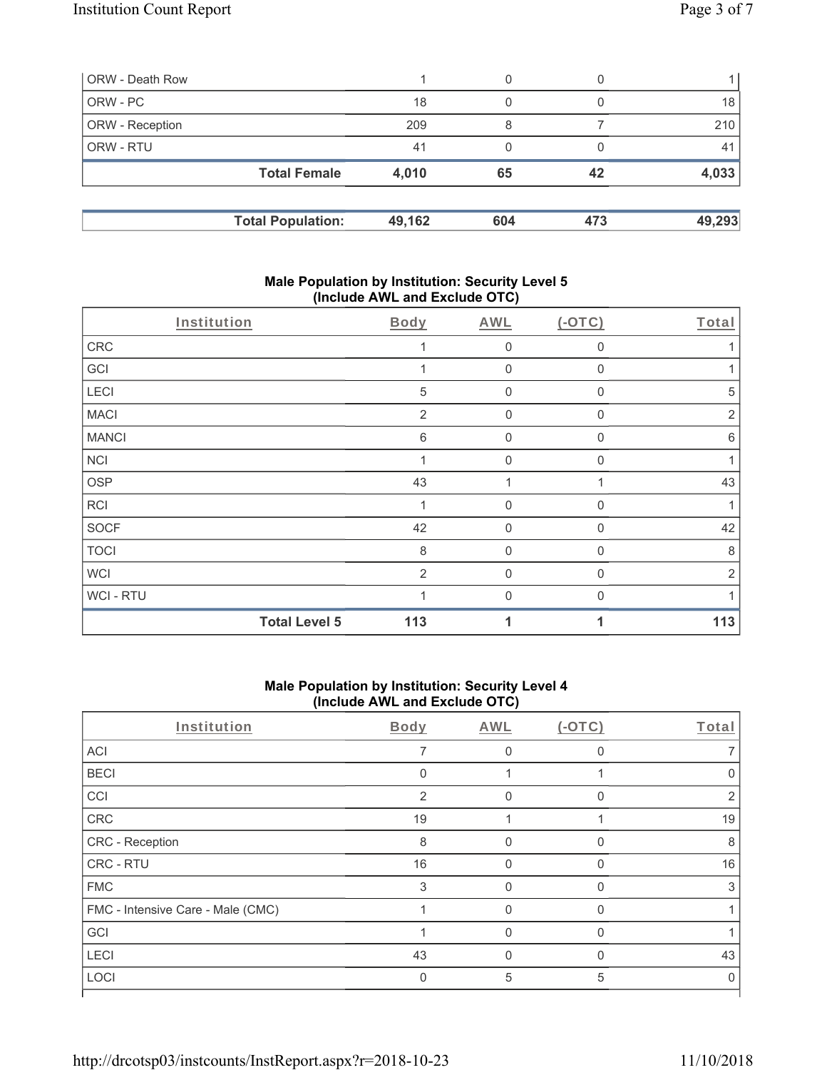| | | | | |
|---|---|---|---|---|
| ORW - Death Row | 1 | 0 | 0 | 1 |
| ORW - PC | 18 | 0 | 0 | 18 |
| ORW - Reception | 209 | 8 | 7 | 210 |
| ORW - RTU | 41 | 0 | 0 | 41 |
| **Total Female** | **4,010** | **65** | **42** | **4,033** |

| | | | | |
|---|---|---|---|---|
| **Total Population:** | **49,162** | **604** | **473** | **49,293** |

## Male Population by Institution: Security Level 5 (Include AWL and Exclude OTC)

| Institution | Body | AWL | (-OTC) | Total |
|---|---|---|---|---|
| CRC | 1 | 0 | 0 | 1 |
| GCI | 1 | 0 | 0 | 1 |
| LECI | 5 | 0 | 0 | 5 |
| MACI | 2 | 0 | 0 | 2 |
| MANCI | 6 | 0 | 0 | 6 |
| NCI | 1 | 0 | 0 | 1 |
| OSP | 43 | 1 | 1 | 43 |
| RCI | 1 | 0 | 0 | 1 |
| SOCF | 42 | 0 | 0 | 42 |
| TOCI | 8 | 0 | 0 | 8 |
| WCI | 2 | 0 | 0 | 2 |
| WCI - RTU | 1 | 0 | 0 | 1 |
| **Total Level 5** | **113** | **1** | **1** | **113** |

## Male Population by Institution: Security Level 4 (Include AWL and Exclude OTC)

| Institution | Body | AWL | (-OTC) | Total |
|---|---|---|---|---|
| ACI | 7 | 0 | 0 | 7 |
| BECI | 0 | 1 | 1 | 0 |
| CCI | 2 | 0 | 0 | 2 |
| CRC | 19 | 1 | 1 | 19 |
| CRC - Reception | 8 | 0 | 0 | 8 |
| CRC - RTU | 16 | 0 | 0 | 16 |
| FMC | 3 | 0 | 0 | 3 |
| FMC - Intensive Care - Male (CMC) | 1 | 0 | 0 | 1 |
| GCI | 1 | 0 | 0 | 1 |
| LECI | 43 | 0 | 0 | 43 |
| LOCI | 0 | 5 | 5 | 0 |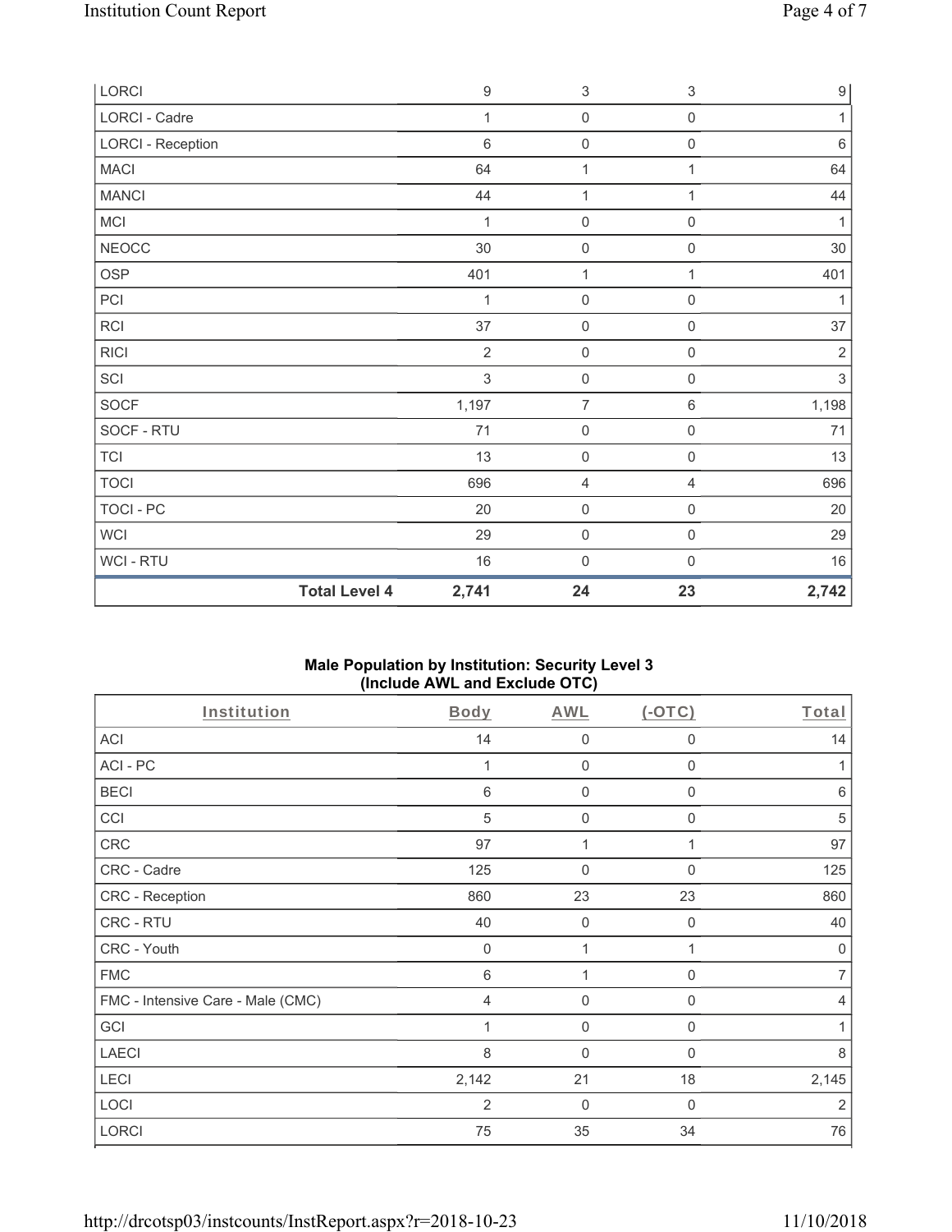| | Body | AWL | (-OTC) | Total |
|---|---|---|---|---|
| LORCI | 9 | 3 | 3 | 9 |
| LORCI - Cadre | 1 | 0 | 0 | 1 |
| LORCI - Reception | 6 | 0 | 0 | 6 |
| MACI | 64 | 1 | 1 | 64 |
| MANCI | 44 | 1 | 1 | 44 |
| MCI | 1 | 0 | 0 | 1 |
| NEOCC | 30 | 0 | 0 | 30 |
| OSP | 401 | 1 | 1 | 401 |
| PCI | 1 | 0 | 0 | 1 |
| RCI | 37 | 0 | 0 | 37 |
| RICI | 2 | 0 | 0 | 2 |
| SCI | 3 | 0 | 0 | 3 |
| SOCF | 1,197 | 7 | 6 | 1,198 |
| SOCF - RTU | 71 | 0 | 0 | 71 |
| TCI | 13 | 0 | 0 | 13 |
| TOCI | 696 | 4 | 4 | 696 |
| TOCI - PC | 20 | 0 | 0 | 20 |
| WCI | 29 | 0 | 0 | 29 |
| WCI - RTU | 16 | 0 | 0 | 16 |
| **Total Level 4** | **2,741** | **24** | **23** | **2,742** |

### Male Population by Institution: Security Level 3 (Include AWL and Exclude OTC)

| Institution | Body | AWL | (-OTC) | Total |
|---|---|---|---|---|
| ACI | 14 | 0 | 0 | 14 |
| ACI - PC | 1 | 0 | 0 | 1 |
| BECI | 6 | 0 | 0 | 6 |
| CCI | 5 | 0 | 0 | 5 |
| CRC | 97 | 1 | 1 | 97 |
| CRC - Cadre | 125 | 0 | 0 | 125 |
| CRC - Reception | 860 | 23 | 23 | 860 |
| CRC - RTU | 40 | 0 | 0 | 40 |
| CRC - Youth | 0 | 1 | 1 | 0 |
| FMC | 6 | 1 | 0 | 7 |
| FMC - Intensive Care - Male (CMC) | 4 | 0 | 0 | 4 |
| GCI | 1 | 0 | 0 | 1 |
| LAECI | 8 | 0 | 0 | 8 |
| LECI | 2,142 | 21 | 18 | 2,145 |
| LOCI | 2 | 0 | 0 | 2 |
| LORCI | 75 | 35 | 34 | 76 |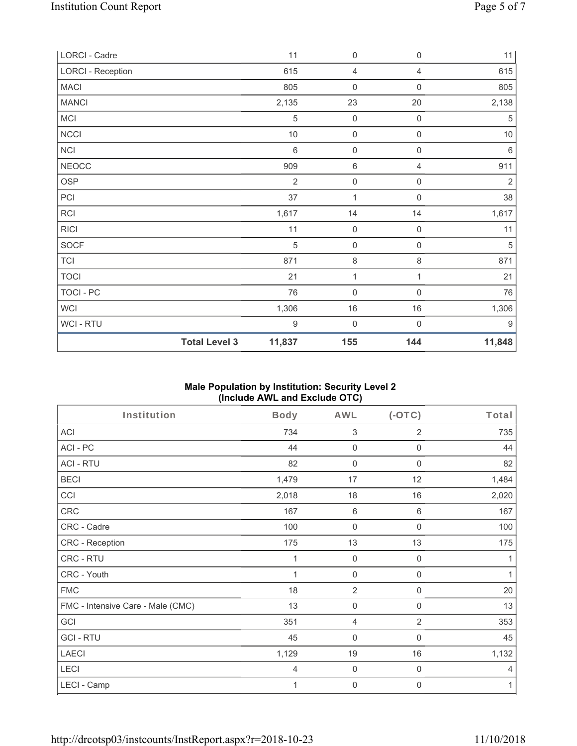| | | | | |
|---|---|---|---|---|
| LORCI - Cadre | 11 | 0 | 0 | 11 |
| LORCI - Reception | 615 | 4 | 4 | 615 |
| MACI | 805 | 0 | 0 | 805 |
| MANCI | 2,135 | 23 | 20 | 2,138 |
| MCI | 5 | 0 | 0 | 5 |
| NCCI | 10 | 0 | 0 | 10 |
| NCI | 6 | 0 | 0 | 6 |
| NEOCC | 909 | 6 | 4 | 911 |
| OSP | 2 | 0 | 0 | 2 |
| PCI | 37 | 1 | 0 | 38 |
| RCI | 1,617 | 14 | 14 | 1,617 |
| RICI | 11 | 0 | 0 | 11 |
| SOCF | 5 | 0 | 0 | 5 |
| TCI | 871 | 8 | 8 | 871 |
| TOCI | 21 | 1 | 1 | 21 |
| TOCI - PC | 76 | 0 | 0 | 76 |
| WCI | 1,306 | 16 | 16 | 1,306 |
| WCI - RTU | 9 | 0 | 0 | 9 |
| **Total Level 3** | **11,837** | **155** | **144** | **11,848** |

## Male Population by Institution: Security Level 2 (Include AWL and Exclude OTC)

| Institution | Body | AWL | (-OTC) | Total |
|---|---|---|---|---|
| ACI | 734 | 3 | 2 | 735 |
| ACI - PC | 44 | 0 | 0 | 44 |
| ACI - RTU | 82 | 0 | 0 | 82 |
| BECI | 1,479 | 17 | 12 | 1,484 |
| CCI | 2,018 | 18 | 16 | 2,020 |
| CRC | 167 | 6 | 6 | 167 |
| CRC - Cadre | 100 | 0 | 0 | 100 |
| CRC - Reception | 175 | 13 | 13 | 175 |
| CRC - RTU | 1 | 0 | 0 | 1 |
| CRC - Youth | 1 | 0 | 0 | 1 |
| FMC | 18 | 2 | 0 | 20 |
| FMC - Intensive Care - Male (CMC) | 13 | 0 | 0 | 13 |
| GCI | 351 | 4 | 2 | 353 |
| GCI - RTU | 45 | 0 | 0 | 45 |
| LAECI | 1,129 | 19 | 16 | 1,132 |
| LECI | 4 | 0 | 0 | 4 |
| LECI - Camp | 1 | 0 | 0 | 1 |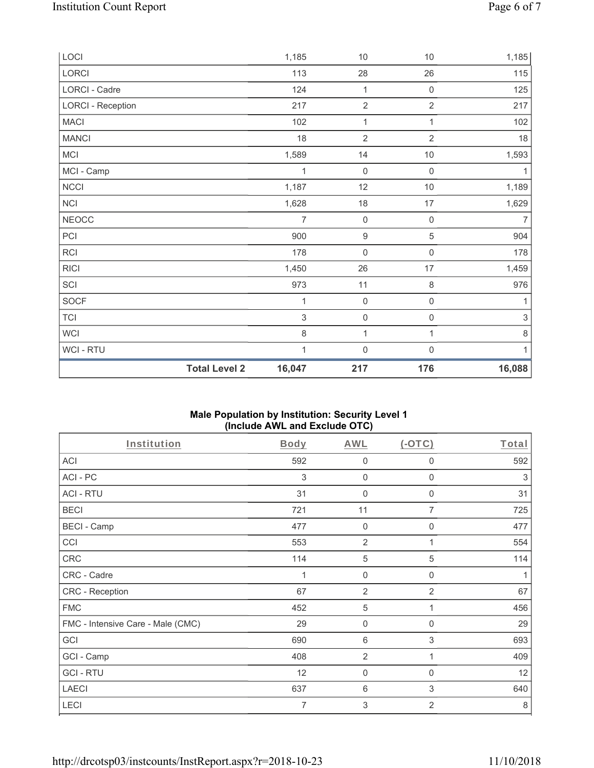| LOCI | 1,185 | 10 | 10 | 1,185 |
|---|---|---|---|---|
| LORCI | 113 | 28 | 26 | 115 |
| LORCI - Cadre | 124 | 1 | 0 | 125 |
| LORCI - Reception | 217 | 2 | 2 | 217 |
| MACI | 102 | 1 | 1 | 102 |
| MANCI | 18 | 2 | 2 | 18 |
| MCI | 1,589 | 14 | 10 | 1,593 |
| MCI - Camp | 1 | 0 | 0 | 1 |
| NCCI | 1,187 | 12 | 10 | 1,189 |
| NCI | 1,628 | 18 | 17 | 1,629 |
| NEOCC | 7 | 0 | 0 | 7 |
| PCI | 900 | 9 | 5 | 904 |
| RCI | 178 | 0 | 0 | 178 |
| RICI | 1,450 | 26 | 17 | 1,459 |
| SCI | 973 | 11 | 8 | 976 |
| SOCF | 1 | 0 | 0 | 1 |
| TCI | 3 | 0 | 0 | 3 |
| WCI | 8 | 1 | 1 | 8 |
| WCI - RTU | 1 | 0 | 0 | 1 |
| **Total Level 2** | **16,047** | **217** | **176** | **16,088** |

**Male Population by Institution: Security Level 1**
**(Include AWL and Exclude OTC)**

| Institution | Body | AWL | (-OTC) | Total |
|---|---|---|---|---|
| ACI | 592 | 0 | 0 | 592 |
| ACI - PC | 3 | 0 | 0 | 3 |
| ACI - RTU | 31 | 0 | 0 | 31 |
| BECI | 721 | 11 | 7 | 725 |
| BECI - Camp | 477 | 0 | 0 | 477 |
| CCI | 553 | 2 | 1 | 554 |
| CRC | 114 | 5 | 5 | 114 |
| CRC - Cadre | 1 | 0 | 0 | 1 |
| CRC - Reception | 67 | 2 | 2 | 67 |
| FMC | 452 | 5 | 1 | 456 |
| FMC - Intensive Care - Male (CMC) | 29 | 0 | 0 | 29 |
| GCI | 690 | 6 | 3 | 693 |
| GCI - Camp | 408 | 2 | 1 | 409 |
| GCI - RTU | 12 | 0 | 0 | 12 |
| LAECI | 637 | 6 | 3 | 640 |
| LECI | 7 | 3 | 2 | 8 |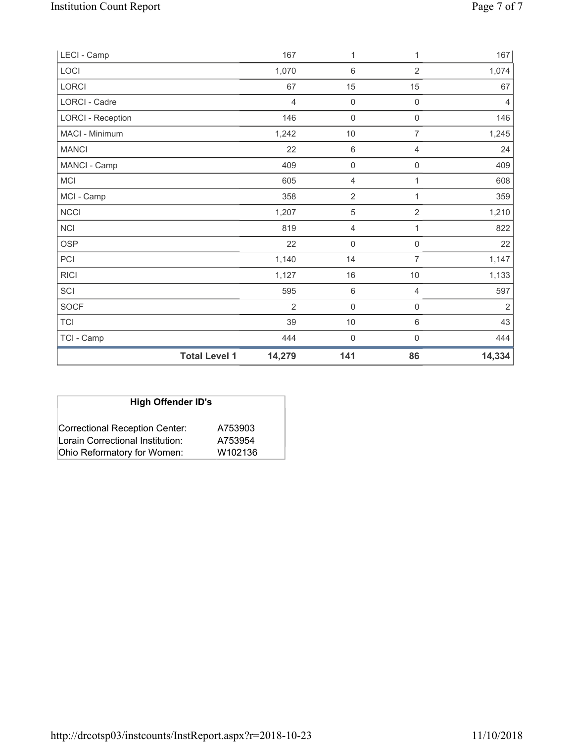| | | | | |
|---|---|---|---|---|
| LECI - Camp | 167 | 1 | 1 | 167 |
| LOCI | 1,070 | 6 | 2 | 1,074 |
| LORCI | 67 | 15 | 15 | 67 |
| LORCI - Cadre | 4 | 0 | 0 | 4 |
| LORCI - Reception | 146 | 0 | 0 | 146 |
| MACI - Minimum | 1,242 | 10 | 7 | 1,245 |
| MANCI | 22 | 6 | 4 | 24 |
| MANCI - Camp | 409 | 0 | 0 | 409 |
| MCI | 605 | 4 | 1 | 608 |
| MCI - Camp | 358 | 2 | 1 | 359 |
| NCCI | 1,207 | 5 | 2 | 1,210 |
| NCI | 819 | 4 | 1 | 822 |
| OSP | 22 | 0 | 0 | 22 |
| PCI | 1,140 | 14 | 7 | 1,147 |
| RICI | 1,127 | 16 | 10 | 1,133 |
| SCI | 595 | 6 | 4 | 597 |
| SOCF | 2 | 0 | 0 | 2 |
| TCI | 39 | 10 | 6 | 43 |
| TCI - Camp | 444 | 0 | 0 | 444 |
| **Total Level 1** | **14,279** | **141** | **86** | **14,334** |

| High Offender ID's | |
|---|---|
| Correctional Reception Center: | A753903 |
| Lorain Correctional Institution: | A753954 |
| Ohio Reformatory for Women: | W102136 |